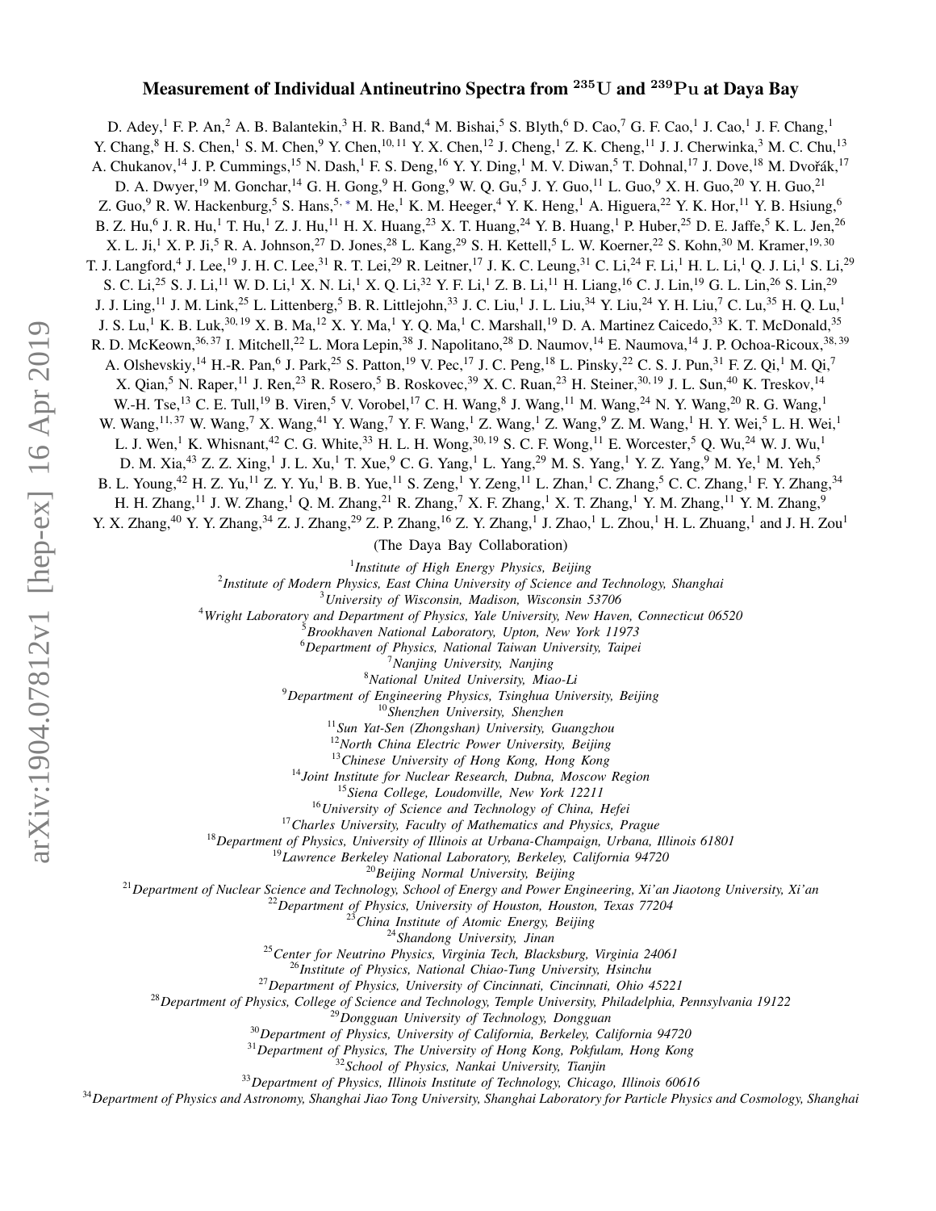# Measurement of Individual Antineutrino Spectra from $^{235}$U and $^{239}$Pu at Daya Bay

D. Adey,[1] F. P. An,[2] A. B. Balantekin,[3] H. R. Band,[4] M. Bishai,[5] S. Blyth,[6] D. Cao,[7] G. F. Cao,[1] J. Cao,[1] J. F. Chang,[1] Y. Chang,[8] H. S. Chen,[1] S. M. Chen,[9] Y. Chen,[10,11] Y. X. Chen,[12] J. Cheng,[1] Z. K. Cheng,[11] J. J. Cherwinka,[3] M. C. Chu,[13] A. Chukanov,[14] J. P. Cummings,[15] N. Dash,[1] F. S. Deng,[16] Y. Y. Ding,[1] M. V. Diwan,[5] T. Dohnal,[17] J. Dove,[18] M. Dvořák,[17] D. A. Dwyer,[19] M. Gonchar,[14] G. H. Gong,[9] H. Gong,[9] W. Q. Gu,[5] J. Y. Guo,[11] L. Guo,[9] X. H. Guo,[20] Y. H. Guo,[21] Z. Guo,[9] R. W. Hackenburg,[5] S. Hans,[5,*] M. He,[1] K. M. Heeger,[4] Y. K. Heng,[1] A. Higuera,[22] Y. K. Hor,[11] Y. B. Hsiung,[6] B. Z. Hu,[6] J. R. Hu,[1] T. Hu,[1] Z. J. Hu,[11] H. X. Huang,[23] X. T. Huang,[24] Y. B. Huang,[1] P. Huber,[25] D. E. Jaffe,[5] K. L. Jen,[26] X. L. Ji,[1] X. P. Ji,[5] R. A. Johnson,[27] D. Jones,[28] L. Kang,[29] S. H. Kettell,[5] L. W. Koerner,[22] S. Kohn,[30] M. Kramer,[19,30] T. J. Langford,[4] J. Lee,[19] J. H. C. Lee,[31] R. T. Lei,[29] R. Leitner,[17] J. K. C. Leung,[31] C. Li,[24] F. Li,[1] H. L. Li,[1] Q. J. Li,[1] S. Li,[29] S. C. Li,[25] S. J. Li,[11] W. D. Li,[1] X. N. Li,[1] X. Q. Li,[32] Y. F. Li,[1] Z. B. Li,[11] H. Liang,[16] C. J. Lin,[19] G. L. Lin,[26] S. Lin,[29] J. J. Ling,[11] J. M. Link,[25] L. Littenberg,[5] B. R. Littlejohn,[33] J. C. Liu,[1] J. L. Liu,[34] Y. Liu,[24] Y. H. Liu,[7] C. Lu,[35] H. Q. Lu,[1] J. S. Lu,[1] K. B. Luk,[30,19] X. B. Ma,[12] X. Y. Ma,[1] Y. Q. Ma,[1] C. Marshall,[19] D. A. Martinez Caicedo,[33] K. T. McDonald,[35] R. D. McKeown,[36,37] I. Mitchell,[22] L. Mora Lepin,[38] J. Napolitano,[28] D. Naumov,[14] E. Naumova,[14] J. P. Ochoa-Ricoux,[38,39] A. Olshevskiy,[14] H.-R. Pan,[6] J. Park,[25] S. Patton,[19] V. Pec,[17] J. C. Peng,[18] L. Pinsky,[22] C. S. J. Pun,[31] F. Z. Qi,[1] M. Qi,[7] X. Qian,[5] N. Raper,[11] J. Ren,[23] R. Rosero,[5] B. Roskovec,[39] X. C. Ruan,[23] H. Steiner,[30,19] J. L. Sun,[40] K. Treskov,[14] W.-H. Tse,[13] C. E. Tull,[19] B. Viren,[5] V. Vorobel,[17] C. H. Wang,[8] J. Wang,[11] M. Wang,[24] N. Y. Wang,[20] R. G. Wang,[1] W. Wang,[11,37] W. Wang,[7] X. Wang,[41] Y. Wang,[7] Y. F. Wang,[1] Z. Wang,[1] Z. Wang,[9] Z. M. Wang,[1] H. Y. Wei,[5] L. H. Wei,[1] L. J. Wen,[1] K. Whisnant,[42] C. G. White,[33] H. L. H. Wong,[30,19] S. C. F. Wong,[11] E. Worcester,[5] Q. Wu,[24] W. J. Wu,[1] D. M. Xia,[43] Z. Z. Xing,[1] J. L. Xu,[1] T. Xue,[9] C. G. Yang,[1] L. Yang,[29] M. S. Yang,[1] Y. Z. Yang,[9] M. Ye,[1] M. Yeh,[5] B. L. Young,[42] H. Z. Yu,[11] Z. Y. Yu,[1] B. B. Yue,[11] S. Zeng,[1] Y. Zeng,[11] L. Zhan,[1] C. Zhang,[5] C. C. Zhang,[1] F. Y. Zhang,[34] H. H. Zhang,[11] J. W. Zhang,[1] Q. M. Zhang,[21] R. Zhang,[7] X. F. Zhang,[1] X. T. Zhang,[1] Y. M. Zhang,[11] Y. M. Zhang,[9] Y. X. Zhang,[40] Y. Y. Zhang,[34] Z. J. Zhang,[29] Z. P. Zhang,[16] Z. Y. Zhang,[1] J. Zhao,[1] L. Zhou,[1] H. L. Zhuang,[1] and J. H. Zou[1]

(The Daya Bay Collaboration)

[1] *Institute of High Energy Physics, Beijing*
[2] *Institute of Modern Physics, East China University of Science and Technology, Shanghai*
[3] *University of Wisconsin, Madison, Wisconsin 53706*
[4] *Wright Laboratory and Department of Physics, Yale University, New Haven, Connecticut 06520*
[5] *Brookhaven National Laboratory, Upton, New York 11973*
[6] *Department of Physics, National Taiwan University, Taipei*
[7] *Nanjing University, Nanjing*
[8] *National United University, Miao-Li*
[9] *Department of Engineering Physics, Tsinghua University, Beijing*
[10] *Shenzhen University, Shenzhen*
[11] *Sun Yat-Sen (Zhongshan) University, Guangzhou*
[12] *North China Electric Power University, Beijing*
[13] *Chinese University of Hong Kong, Hong Kong*
[14] *Joint Institute for Nuclear Research, Dubna, Moscow Region*
[15] *Siena College, Loudonville, New York 12211*
[16] *University of Science and Technology of China, Hefei*
[17] *Charles University, Faculty of Mathematics and Physics, Prague*
[18] *Department of Physics, University of Illinois at Urbana-Champaign, Urbana, Illinois 61801*
[19] *Lawrence Berkeley National Laboratory, Berkeley, California 94720*
[20] *Beijing Normal University, Beijing*
[21] *Department of Nuclear Science and Technology, School of Energy and Power Engineering, Xi'an Jiaotong University, Xi'an*
[22] *Department of Physics, University of Houston, Houston, Texas 77204*
[23] *China Institute of Atomic Energy, Beijing*
[24] *Shandong University, Jinan*
[25] *Center for Neutrino Physics, Virginia Tech, Blacksburg, Virginia 24061*
[26] *Institute of Physics, National Chiao-Tung University, Hsinchu*
[27] *Department of Physics, University of Cincinnati, Cincinnati, Ohio 45221*
[28] *Department of Physics, College of Science and Technology, Temple University, Philadelphia, Pennsylvania 19122*
[29] *Dongguan University of Technology, Dongguan*
[30] *Department of Physics, University of California, Berkeley, California 94720*
[31] *Department of Physics, The University of Hong Kong, Pokfulam, Hong Kong*
[32] *School of Physics, Nankai University, Tianjin*
[33] *Department of Physics, Illinois Institute of Technology, Chicago, Illinois 60616*
[34] *Department of Physics and Astronomy, Shanghai Jiao Tong University, Shanghai Laboratory for Particle Physics and Cosmology, Shanghai*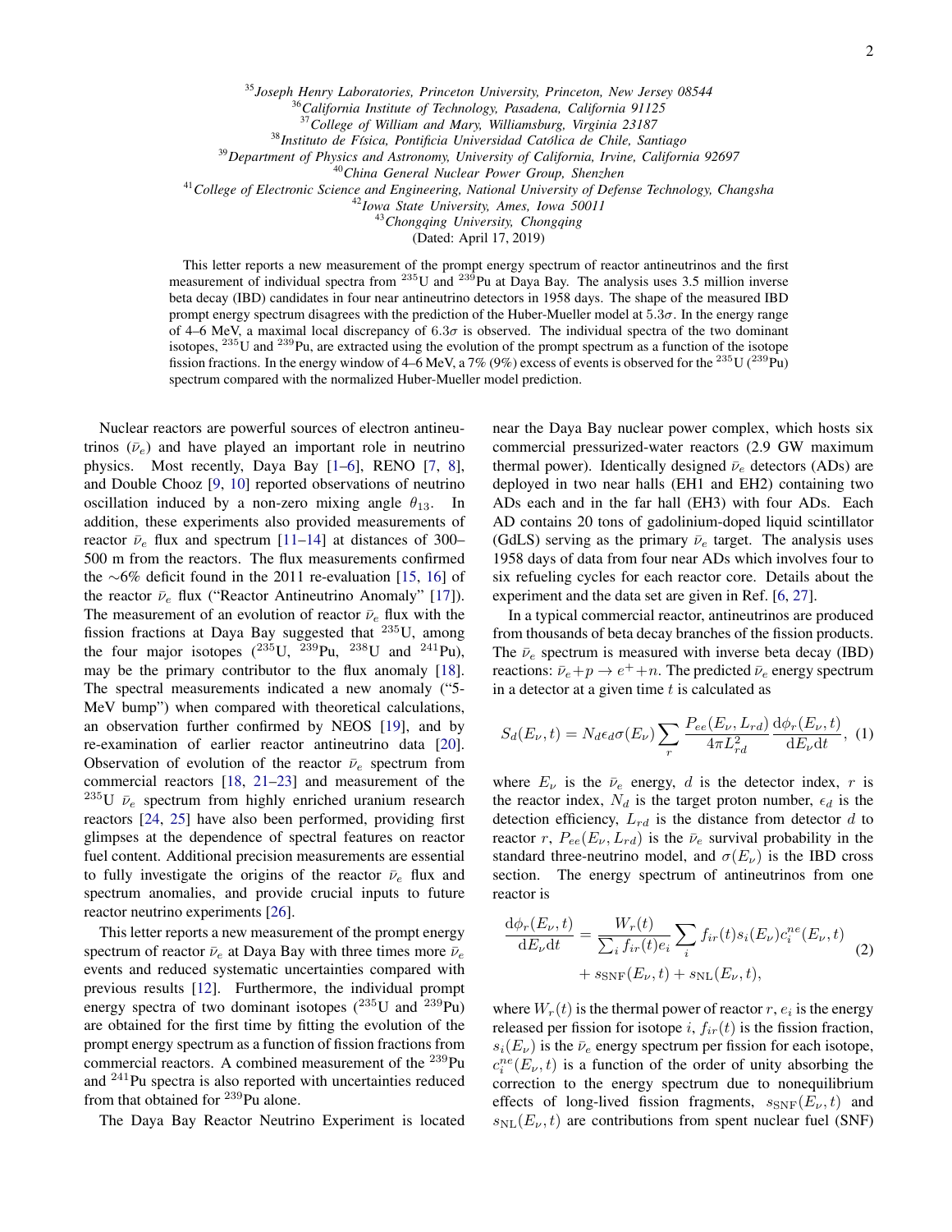[35]*Joseph Henry Laboratories, Princeton University, Princeton, New Jersey 08544*
[36]*California Institute of Technology, Pasadena, California 91125*
[37]*College of William and Mary, Williamsburg, Virginia 23187*
[38]*Instituto de Física, Pontificia Universidad Católica de Chile, Santiago*
[39]*Department of Physics and Astronomy, University of California, Irvine, California 92697*
[40]*China General Nuclear Power Group, Shenzhen*
[41]*College of Electronic Science and Engineering, National University of Defense Technology, Changsha*
[42]*Iowa State University, Ames, Iowa 50011*
[43]*Chongqing University, Chongqing*
(Dated: April 17, 2019)

This letter reports a new measurement of the prompt energy spectrum of reactor antineutrinos and the first measurement of individual spectra from $^{235}$U and $^{239}$Pu at Daya Bay. The analysis uses 3.5 million inverse beta decay (IBD) candidates in four near antineutrino detectors in 1958 days. The shape of the measured IBD prompt energy spectrum disagrees with the prediction of the Huber-Mueller model at $5.3\sigma$. In the energy range of 4–6 MeV, a maximal local discrepancy of $6.3\sigma$ is observed. The individual spectra of the two dominant isotopes, $^{235}$U and $^{239}$Pu, are extracted using the evolution of the prompt spectrum as a function of the isotope fission fractions. In the energy window of 4–6 MeV, a 7% (9%) excess of events is observed for the $^{235}$U ($^{239}$Pu) spectrum compared with the normalized Huber-Mueller model prediction.

Nuclear reactors are powerful sources of electron antineutrinos ($\bar{\nu}_e$) and have played an important role in neutrino physics. Most recently, Daya Bay [1–6], RENO [7, 8], and Double Chooz [9, 10] reported observations of neutrino oscillation induced by a non-zero mixing angle $\theta_{13}$. In addition, these experiments also provided measurements of reactor $\bar{\nu}_e$ flux and spectrum [11–14] at distances of 300–500 m from the reactors. The flux measurements confirmed the $\sim$6% deficit found in the 2011 re-evaluation [15, 16] of the reactor $\bar{\nu}_e$ flux ("Reactor Antineutrino Anomaly" [17]). The measurement of an evolution of reactor $\bar{\nu}_e$ flux with the fission fractions at Daya Bay suggested that $^{235}$U, among the four major isotopes ($^{235}$U, $^{239}$Pu, $^{238}$U and $^{241}$Pu), may be the primary contributor to the flux anomaly [18]. The spectral measurements indicated a new anomaly ("5-MeV bump") when compared with theoretical calculations, an observation further confirmed by NEOS [19], and by re-examination of earlier reactor antineutrino data [20]. Observation of evolution of the reactor $\bar{\nu}_e$ spectrum from commercial reactors [18, 21–23] and measurement of the $^{235}$U $\bar{\nu}_e$ spectrum from highly enriched uranium research reactors [24, 25] have also been performed, providing first glimpses at the dependence of spectral features on reactor fuel content. Additional precision measurements are essential to fully investigate the origins of the reactor $\bar{\nu}_e$ flux and spectrum anomalies, and provide crucial inputs to future reactor neutrino experiments [26].

This letter reports a new measurement of the prompt energy spectrum of reactor $\bar{\nu}_e$ at Daya Bay with three times more $\bar{\nu}_e$ events and reduced systematic uncertainties compared with previous results [12]. Furthermore, the individual prompt energy spectra of two dominant isotopes ($^{235}$U and $^{239}$Pu) are obtained for the first time by fitting the evolution of the prompt energy spectrum as a function of fission fractions from commercial reactors. A combined measurement of the $^{239}$Pu and $^{241}$Pu spectra is also reported with uncertainties reduced from that obtained for $^{239}$Pu alone.

The Daya Bay Reactor Neutrino Experiment is located near the Daya Bay nuclear power complex, which hosts six commercial pressurized-water reactors (2.9 GW maximum thermal power). Identically designed $\bar{\nu}_e$ detectors (ADs) are deployed in two near halls (EH1 and EH2) containing two ADs each and in the far hall (EH3) with four ADs. Each AD contains 20 tons of gadolinium-doped liquid scintillator (GdLS) serving as the primary $\bar{\nu}_e$ target. The analysis uses 1958 days of data from four near ADs which involves four to six refueling cycles for each reactor core. Details about the experiment and the data set are given in Ref. [6, 27].

In a typical commercial reactor, antineutrinos are produced from thousands of beta decay branches of the fission products. The $\bar{\nu}_e$ spectrum is measured with inverse beta decay (IBD) reactions: $\bar{\nu}_e + p \rightarrow e^+ + n$. The predicted $\bar{\nu}_e$ energy spectrum in a detector at a given time $t$ is calculated as

$$S_d(E_\nu, t) = N_d \epsilon_d \sigma(E_\nu) \sum_r \frac{P_{ee}(E_\nu, L_{rd})}{4\pi L_{rd}^2} \frac{\mathrm{d}\phi_r(E_\nu, t)}{\mathrm{d}E_\nu \mathrm{d}t}, \quad (1)$$

where $E_\nu$ is the $\bar{\nu}_e$ energy, $d$ is the detector index, $r$ is the reactor index, $N_d$ is the target proton number, $\epsilon_d$ is the detection efficiency, $L_{rd}$ is the distance from detector $d$ to reactor $r$, $P_{ee}(E_\nu, L_{rd})$ is the $\bar{\nu}_e$ survival probability in the standard three-neutrino model, and $\sigma(E_\nu)$ is the IBD cross section. The energy spectrum of antineutrinos from one reactor is

$$\begin{aligned}\frac{\mathrm{d}\phi_r(E_\nu, t)}{\mathrm{d}E_\nu \mathrm{d}t} = &\frac{W_r(t)}{\sum_i f_{ir}(t) e_i} \sum_i f_{ir}(t) s_i(E_\nu) c_i^{ne}(E_\nu, t) \\ &+ s_{\mathrm{SNF}}(E_\nu, t) + s_{\mathrm{NL}}(E_\nu, t),\end{aligned} \quad (2)$$

where $W_r(t)$ is the thermal power of reactor $r$, $e_i$ is the energy released per fission for isotope $i$, $f_{ir}(t)$ is the fission fraction, $s_i(E_\nu)$ is the $\bar{\nu}_e$ energy spectrum per fission for each isotope, $c_i^{ne}(E_\nu, t)$ is a function of the order of unity absorbing the correction to the energy spectrum due to nonequilibrium effects of long-lived fission fragments, $s_{\mathrm{SNF}}(E_\nu, t)$ and $s_{\mathrm{NL}}(E_\nu, t)$ are contributions from spent nuclear fuel (SNF)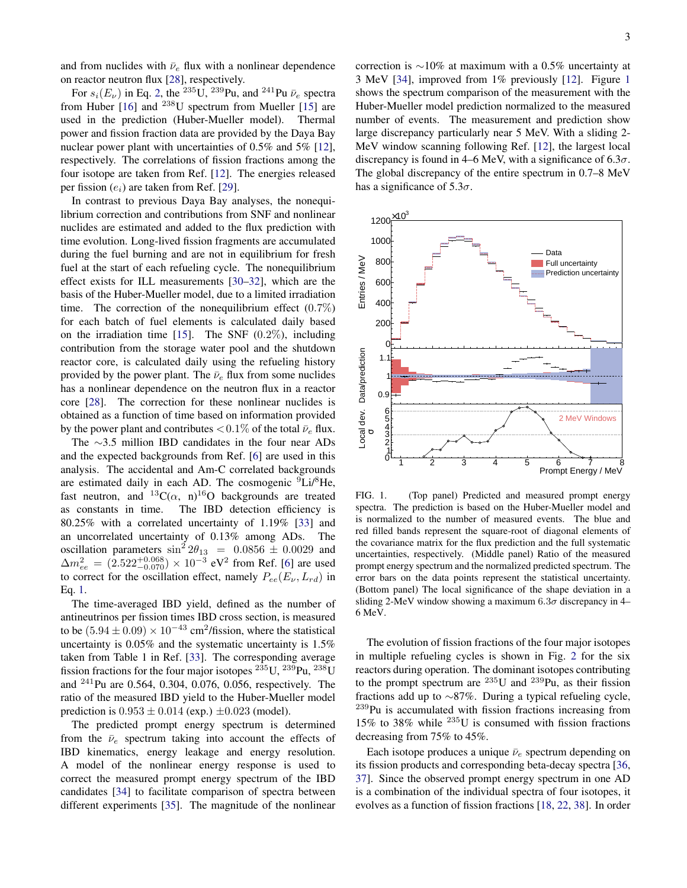and from nuclides with $\bar{\nu}_e$ flux with a nonlinear dependence on reactor neutron flux [28], respectively.

For $s_i(E_\nu)$ in Eq. 2, the $^{235}$U, $^{239}$Pu, and $^{241}$Pu $\bar{\nu}_e$ spectra from Huber [16] and $^{238}$U spectrum from Mueller [15] are used in the prediction (Huber-Mueller model). Thermal power and fission fraction data are provided by the Daya Bay nuclear power plant with uncertainties of 0.5% and 5% [12], respectively. The correlations of fission fractions among the four isotope are taken from Ref. [12]. The energies released per fission ($e_i$) are taken from Ref. [29].

In contrast to previous Daya Bay analyses, the nonequilibrium correction and contributions from SNF and nonlinear nuclides are estimated and added to the flux prediction with time evolution. Long-lived fission fragments are accumulated during the fuel burning and are not in equilibrium for fresh fuel at the start of each refueling cycle. The nonequilibrium effect exists for ILL measurements [30–32], which are the basis of the Huber-Mueller model, due to a limited irradiation time. The correction of the nonequilibrium effect (0.7%) for each batch of fuel elements is calculated daily based on the irradiation time [15]. The SNF (0.2%), including contribution from the storage water pool and the shutdown reactor core, is calculated daily using the refueling history provided by the power plant. The $\bar{\nu}_e$ flux from some nuclides has a nonlinear dependence on the neutron flux in a reactor core [28]. The correction for these nonlinear nuclides is obtained as a function of time based on information provided by the power plant and contributes $<0.1\%$ of the total $\bar{\nu}_e$ flux.

The $\sim$3.5 million IBD candidates in the four near ADs and the expected backgrounds from Ref. [6] are used in this analysis. The accidental and Am-C correlated backgrounds are estimated daily in each AD. The cosmogenic $^9$Li/$^8$He, fast neutron, and $^{13}$C($\alpha$, n)$^{16}$O backgrounds are treated as constants in time. The IBD detection efficiency is 80.25% with a correlated uncertainty of 1.19% [33] and an uncorrelated uncertainty of 0.13% among ADs. The oscillation parameters $\sin^2 2\theta_{13} = 0.0856 \pm 0.0029$ and $\Delta m^2_{ee} = (2.522^{+0.068}_{-0.070}) \times 10^{-3}$ eV$^2$ from Ref. [6] are used to correct for the oscillation effect, namely $P_{ee}(E_\nu, L_{rd})$ in Eq. 1.

The time-averaged IBD yield, defined as the number of antineutrinos per fission times IBD cross section, is measured to be $(5.94 \pm 0.09) \times 10^{-43}$ cm$^2$/fission, where the statistical uncertainty is 0.05% and the systematic uncertainty is 1.5% taken from Table 1 in Ref. [33]. The corresponding average fission fractions for the four major isotopes $^{235}$U, $^{239}$Pu, $^{238}$U and $^{241}$Pu are 0.564, 0.304, 0.076, 0.056, respectively. The ratio of the measured IBD yield to the Huber-Mueller model prediction is $0.953 \pm 0.014$ (exp.) $\pm 0.023$ (model).

The predicted prompt energy spectrum is determined from the $\bar{\nu}_e$ spectrum taking into account the effects of IBD kinematics, energy leakage and energy resolution. A model of the nonlinear energy response is used to correct the measured prompt energy spectrum of the IBD candidates [34] to facilitate comparison of spectra between different experiments [35]. The magnitude of the nonlinear correction is $\sim$10% at maximum with a 0.5% uncertainty at 3 MeV [34], improved from 1% previously [12]. Figure 1 shows the spectrum comparison of the measurement with the Huber-Mueller model prediction normalized to the measured number of events. The measurement and prediction show large discrepancy particularly near 5 MeV. With a sliding 2-MeV window scanning following Ref. [12], the largest local discrepancy is found in 4–6 MeV, with a significance of 6.3$\sigma$. The global discrepancy of the entire spectrum in 0.7–8 MeV has a significance of 5.3$\sigma$.

×10^3
1200
1000
800
600
400
200
0
Entries / MeV
Data
Full uncertainty
Prediction uncertainty
1.1
1
0.9
Data/prediction
6
5
4
3
2
1
0
Local dev. σ
2 MeV Windows
1 2 3 4 5 6 7 8
Prompt Energy / MeV

FIG. 1. (Top panel) Predicted and measured prompt energy spectra. The prediction is based on the Huber-Mueller model and is normalized to the number of measured events. The blue and red filled bands represent the square-root of diagonal elements of the covariance matrix for the flux prediction and the full systematic uncertainties, respectively. (Middle panel) Ratio of the measured prompt energy spectrum and the normalized predicted spectrum. The error bars on the data points represent the statistical uncertainty. (Bottom panel) The local significance of the shape deviation in a sliding 2-MeV window showing a maximum 6.3$\sigma$ discrepancy in 4–6 MeV.

The evolution of fission fractions of the four major isotopes in multiple refueling cycles is shown in Fig. 2 for the six reactors during operation. The dominant isotopes contributing to the prompt spectrum are $^{235}$U and $^{239}$Pu, as their fission fractions add up to $\sim$87%. During a typical refueling cycle, $^{239}$Pu is accumulated with fission fractions increasing from 15% to 38% while $^{235}$U is consumed with fission fractions decreasing from 75% to 45%.

Each isotope produces a unique $\bar{\nu}_e$ spectrum depending on its fission products and corresponding beta-decay spectra [36, 37]. Since the observed prompt energy spectrum in one AD is a combination of the individual spectra of four isotopes, it evolves as a function of fission fractions [18, 22, 38]. In order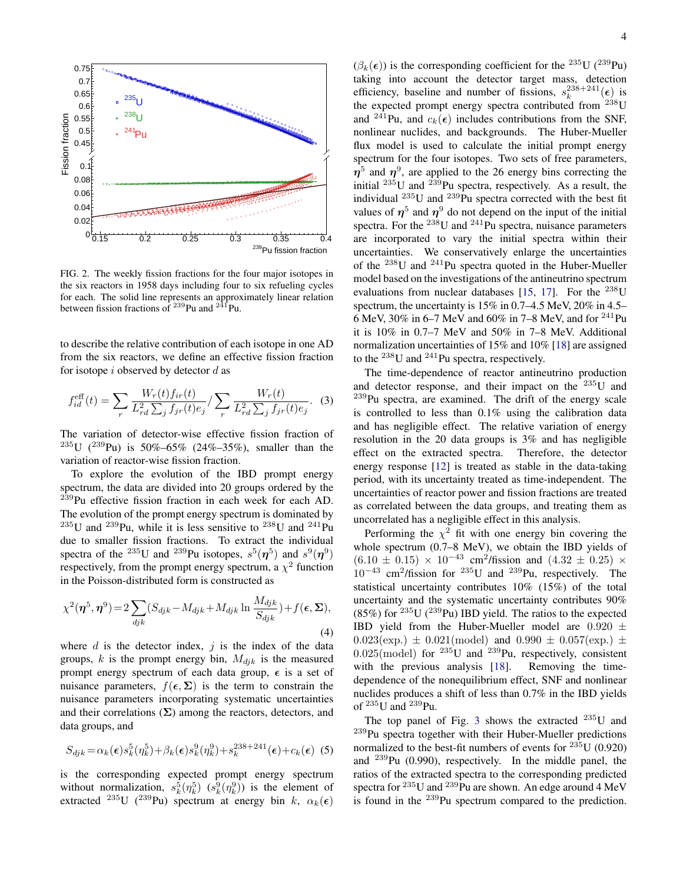0.75
0.7
0.65
0.6
0.55
0.5
0.45
0.1
0.08
0.06
0.04
0.02
0
0.15
0.2
0.25
0.3
0.35
0.4
Fission fraction
$^{239}$Pu fission fraction
$^{235}$U
$^{238}$U
$^{241}$Pu

FIG. 2. The weekly fission fractions for the four major isotopes in the six reactors in 1958 days including four to six refueling cycles for each. The solid line represents an approximately linear relation between fission fractions of $^{239}$Pu and $^{241}$Pu.

to describe the relative contribution of each isotope in one AD from the six reactors, we define an effective fission fraction for isotope $i$ observed by detector $d$ as

$$f_{id}^{\text{eff}}(t) = \sum_r \frac{W_r(t) f_{ir}(t)}{L_{rd}^2 \sum_j f_{jr}(t) e_j} / \sum_r \frac{W_r(t)}{L_{rd}^2 \sum_j f_{jr}(t) e_j}. \quad (3)$$

The variation of detector-wise effective fission fraction of $^{235}$U ($^{239}$Pu) is 50%–65% (24%–35%), smaller than the variation of reactor-wise fission fraction.

To explore the evolution of the IBD prompt energy spectrum, the data are divided into 20 groups ordered by the $^{239}$Pu effective fission fraction in each week for each AD. The evolution of the prompt energy spectrum is dominated by $^{235}$U and $^{239}$Pu, while it is less sensitive to $^{238}$U and $^{241}$Pu due to smaller fission fractions. To extract the individual spectra of the $^{235}$U and $^{239}$Pu isotopes, $s^5(\boldsymbol{\eta}^5)$ and $s^9(\boldsymbol{\eta}^9)$ respectively, from the prompt energy spectrum, a $\chi^2$ function in the Poisson-distributed form is constructed as

$$\chi^2(\boldsymbol{\eta}^5, \boldsymbol{\eta}^9) = 2\sum_{djk}(S_{djk} - M_{djk} + M_{djk} \ln \frac{M_{djk}}{S_{djk}}) + f(\boldsymbol{\epsilon}, \boldsymbol{\Sigma}), \quad (4)$$

where $d$ is the detector index, $j$ is the index of the data groups, $k$ is the prompt energy bin, $M_{djk}$ is the measured prompt energy spectrum of each data group, $\boldsymbol{\epsilon}$ is a set of nuisance parameters, $f(\boldsymbol{\epsilon}, \boldsymbol{\Sigma})$ is the term to constrain the nuisance parameters incorporating systematic uncertainties and their correlations ($\boldsymbol{\Sigma}$) among the reactors, detectors, and data groups, and

$$S_{djk} = \alpha_k(\boldsymbol{\epsilon}) s_k^5(\eta_k^5) + \beta_k(\boldsymbol{\epsilon}) s_k^9(\eta_k^9) + s_k^{238+241}(\boldsymbol{\epsilon}) + c_k(\boldsymbol{\epsilon}) \quad (5)$$

is the corresponding expected prompt energy spectrum without normalization, $s_k^5(\eta_k^5)$ ($s_k^9(\eta_k^9)$) is the element of extracted $^{235}$U ($^{239}$Pu) spectrum at energy bin $k$, $\alpha_k(\boldsymbol{\epsilon})$ ($\beta_k(\boldsymbol{\epsilon})$) is the corresponding coefficient for the $^{235}$U ($^{239}$Pu) taking into account the detector target mass, detection efficiency, baseline and number of fissions, $s_k^{238+241}(\boldsymbol{\epsilon})$ is the expected prompt energy spectra contributed from $^{238}$U and $^{241}$Pu, and $c_k(\boldsymbol{\epsilon})$ includes contributions from the SNF, nonlinear nuclides, and backgrounds. The Huber-Mueller flux model is used to calculate the initial prompt energy spectrum for the four isotopes. Two sets of free parameters, $\boldsymbol{\eta}^5$ and $\boldsymbol{\eta}^9$, are applied to the 26 energy bins correcting the initial $^{235}$U and $^{239}$Pu spectra, respectively. As a result, the individual $^{235}$U and $^{239}$Pu spectra corrected with the best fit values of $\boldsymbol{\eta}^5$ and $\boldsymbol{\eta}^9$ do not depend on the input of the initial spectra. For the $^{238}$U and $^{241}$Pu spectra, nuisance parameters are incorporated to vary the initial spectra within their uncertainties. We conservatively enlarge the uncertainties of the $^{238}$U and $^{241}$Pu spectra quoted in the Huber-Mueller model based on the investigations of the antineutrino spectrum evaluations from nuclear databases [15, 17]. For the $^{238}$U spectrum, the uncertainty is 15% in 0.7–4.5 MeV, 20% in 4.5–6 MeV, 30% in 6–7 MeV and 60% in 7–8 MeV, and for $^{241}$Pu it is 10% in 0.7–7 MeV and 50% in 7–8 MeV. Additional normalization uncertainties of 15% and 10% [18] are assigned to the $^{238}$U and $^{241}$Pu spectra, respectively.

The time-dependence of reactor antineutrino production and detector response, and their impact on the $^{235}$U and $^{239}$Pu spectra, are examined. The drift of the energy scale is controlled to less than 0.1% using the calibration data and has negligible effect. The relative variation of energy resolution in the 20 data groups is 3% and has negligible effect on the extracted spectra. Therefore, the detector energy response [12] is treated as stable in the data-taking period, with its uncertainty treated as time-independent. The uncertainties of reactor power and fission fractions are treated as correlated between the data groups, and treating them as uncorrelated has a negligible effect in this analysis.

Performing the $\chi^2$ fit with one energy bin covering the whole spectrum (0.7–8 MeV), we obtain the IBD yields of $(6.10 \pm 0.15) \times 10^{-43}$ cm$^2$/fission and $(4.32 \pm 0.25) \times 10^{-43}$ cm$^2$/fission for $^{235}$U and $^{239}$Pu, respectively. The statistical uncertainty contributes 10% (15%) of the total uncertainty and the systematic uncertainty contributes 90% (85%) for $^{235}$U ($^{239}$Pu) IBD yield. The ratios to the expected IBD yield from the Huber-Mueller model are $0.920 \pm 0.023(\text{exp.}) \pm 0.021(\text{model})$ and $0.990 \pm 0.057(\text{exp.}) \pm 0.025(\text{model})$ for $^{235}$U and $^{239}$Pu, respectively, consistent with the previous analysis [18]. Removing the time-dependence of the nonequilibrium effect, SNF and nonlinear nuclides produces a shift of less than 0.7% in the IBD yields of $^{235}$U and $^{239}$Pu.

The top panel of Fig. 3 shows the extracted $^{235}$U and $^{239}$Pu spectra together with their Huber-Mueller predictions normalized to the best-fit numbers of events for $^{235}$U (0.920) and $^{239}$Pu (0.990), respectively. In the middle panel, the ratios of the extracted spectra to the corresponding predicted spectra for $^{235}$U and $^{239}$Pu are shown. An edge around 4 MeV is found in the $^{239}$Pu spectrum compared to the prediction.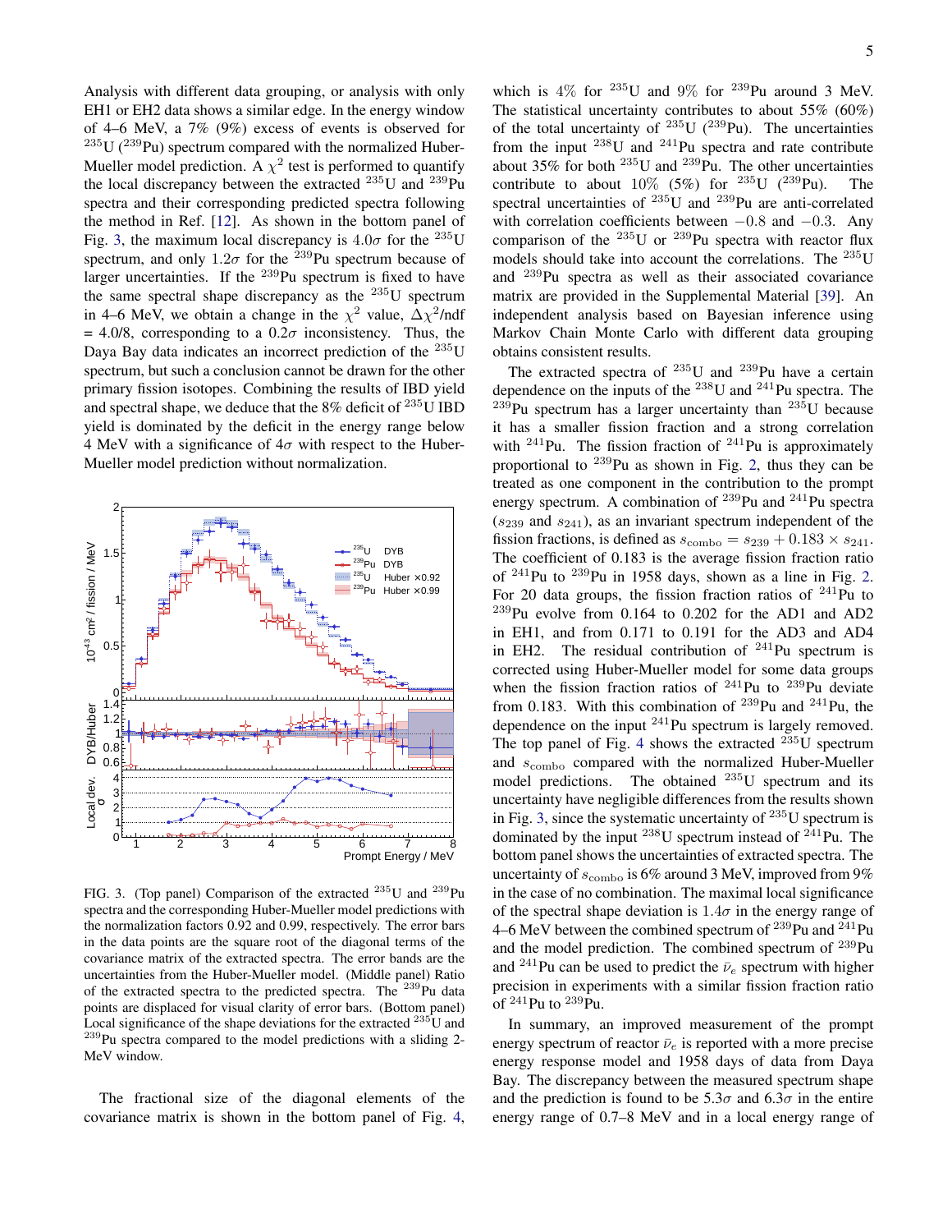Analysis with different data grouping, or analysis with only EH1 or EH2 data shows a similar edge. In the energy window of 4–6 MeV, a 7% (9%) excess of events is observed for $^{235}$U ($^{239}$Pu) spectrum compared with the normalized Huber-Mueller model prediction. A $\chi^2$ test is performed to quantify the local discrepancy between the extracted $^{235}$U and $^{239}$Pu spectra and their corresponding predicted spectra following the method in Ref. [12]. As shown in the bottom panel of Fig. 3, the maximum local discrepancy is $4.0\sigma$ for the $^{235}$U spectrum, and only $1.2\sigma$ for the $^{239}$Pu spectrum because of larger uncertainties. If the $^{239}$Pu spectrum is fixed to have the same spectral shape discrepancy as the $^{235}$U spectrum in 4–6 MeV, we obtain a change in the $\chi^2$ value, $\Delta\chi^2$/ndf = 4.0/8, corresponding to a $0.2\sigma$ inconsistency. Thus, the Daya Bay data indicates an incorrect prediction of the $^{235}$U spectrum, but such a conclusion cannot be drawn for the other primary fission isotopes. Combining the results of IBD yield and spectral shape, we deduce that the 8% deficit of $^{235}$U IBD yield is dominated by the deficit in the energy range below 4 MeV with a significance of $4\sigma$ with respect to the Huber-Mueller model prediction without normalization.

FIG. 3. (Top panel) Comparison of the extracted $^{235}$U and $^{239}$Pu spectra and the corresponding Huber-Mueller model predictions with the normalization factors 0.92 and 0.99, respectively. The error bars in the data points are the square root of the diagonal terms of the covariance matrix of the extracted spectra. The error bands are the uncertainties from the Huber-Mueller model. (Middle panel) Ratio of the extracted spectra to the predicted spectra. The $^{239}$Pu data points are displaced for visual clarity of error bars. (Bottom panel) Local significance of the shape deviations for the extracted $^{235}$U and $^{239}$Pu spectra compared to the model predictions with a sliding 2-MeV window.

The fractional size of the diagonal elements of the covariance matrix is shown in the bottom panel of Fig. 4, which is 4% for $^{235}$U and 9% for $^{239}$Pu around 3 MeV. The statistical uncertainty contributes to about 55% (60%) of the total uncertainty of $^{235}$U ($^{239}$Pu). The uncertainties from the input $^{238}$U and $^{241}$Pu spectra and rate contribute about 35% for both $^{235}$U and $^{239}$Pu. The other uncertainties contribute to about 10% (5%) for $^{235}$U ($^{239}$Pu). The spectral uncertainties of $^{235}$U and $^{239}$Pu are anti-correlated with correlation coefficients between $-0.8$ and $-0.3$. Any comparison of the $^{235}$U or $^{239}$Pu spectra with reactor flux models should take into account the correlations. The $^{235}$U and $^{239}$Pu spectra as well as their associated covariance matrix are provided in the Supplemental Material [39]. An independent analysis based on Bayesian inference using Markov Chain Monte Carlo with different data grouping obtains consistent results.

The extracted spectra of $^{235}$U and $^{239}$Pu have a certain dependence on the inputs of the $^{238}$U and $^{241}$Pu spectra. The $^{239}$Pu spectrum has a larger uncertainty than $^{235}$U because it has a smaller fission fraction and a strong correlation with $^{241}$Pu. The fission fraction of $^{241}$Pu is approximately proportional to $^{239}$Pu as shown in Fig. 2, thus they can be treated as one component in the contribution to the prompt energy spectrum. A combination of $^{239}$Pu and $^{241}$Pu spectra ($s_{239}$ and $s_{241}$), as an invariant spectrum independent of the fission fractions, is defined as $s_{\rm combo} = s_{239} + 0.183 \times s_{241}$. The coefficient of 0.183 is the average fission fraction ratio of $^{241}$Pu to $^{239}$Pu in 1958 days, shown as a line in Fig. 2. For 20 data groups, the fission fraction ratios of $^{241}$Pu to $^{239}$Pu evolve from 0.164 to 0.202 for the AD1 and AD2 in EH1, and from 0.171 to 0.191 for the AD3 and AD4 in EH2. The residual contribution of $^{241}$Pu spectrum is corrected using Huber-Mueller model for some data groups when the fission fraction ratios of $^{241}$Pu to $^{239}$Pu deviate from 0.183. With this combination of $^{239}$Pu and $^{241}$Pu, the dependence on the input $^{241}$Pu spectrum is largely removed. The top panel of Fig. 4 shows the extracted $^{235}$U spectrum and $s_{\rm combo}$ compared with the normalized Huber-Mueller model predictions. The obtained $^{235}$U spectrum and its uncertainty have negligible differences from the results shown in Fig. 3, since the systematic uncertainty of $^{235}$U spectrum is dominated by the input $^{238}$U spectrum instead of $^{241}$Pu. The bottom panel shows the uncertainties of extracted spectra. The uncertainty of $s_{\rm combo}$ is 6% around 3 MeV, improved from 9% in the case of no combination. The maximal local significance of the spectral shape deviation is $1.4\sigma$ in the energy range of 4–6 MeV between the combined spectrum of $^{239}$Pu and $^{241}$Pu and the model prediction. The combined spectrum of $^{239}$Pu and $^{241}$Pu can be used to predict the $\bar{\nu}_e$ spectrum with higher precision in experiments with a similar fission fraction ratio of $^{241}$Pu to $^{239}$Pu.

In summary, an improved measurement of the prompt energy spectrum of reactor $\bar{\nu}_e$ is reported with a more precise energy response model and 1958 days of data from Daya Bay. The discrepancy between the measured spectrum shape and the prediction is found to be $5.3\sigma$ and $6.3\sigma$ in the entire energy range of 0.7–8 MeV and in a local energy range of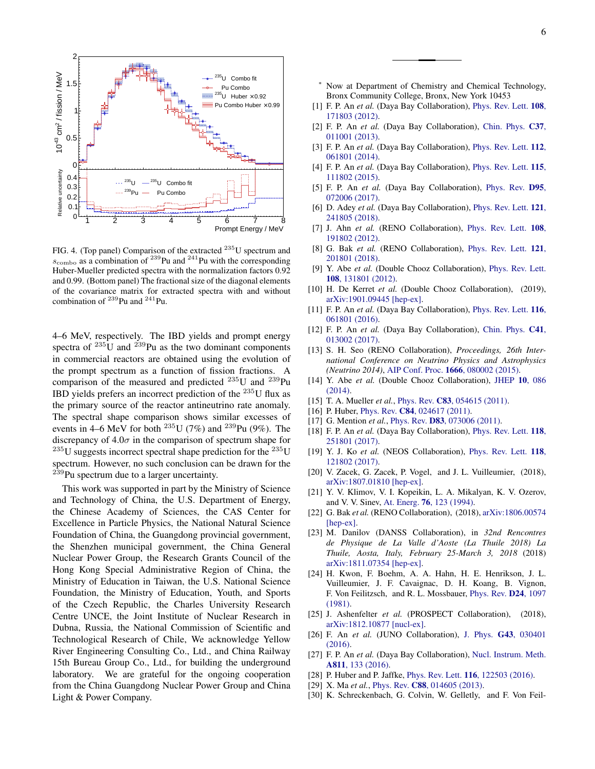2
1.5
1
0.5
0
$10^{-43}$ cm$^2$ / fission / MeV
$^{235}$U Combo fit
Pu Combo
$^{235}$U Huber ×0.92
Pu Combo Huber ×0.99
0.4
0.3
0.2
0.1
0
Relative uncertainty
$^{235}$U
$^{235}$U Combo fit
$^{239}$Pu
Pu Combo
1 2 3 4 5 6 7 8
Prompt Energy / MeV

FIG. 4. (Top panel) Comparison of the extracted $^{235}$U spectrum and $s_{\text{combo}}$ as a combination of $^{239}$Pu and $^{241}$Pu with the corresponding Huber-Mueller predicted spectra with the normalization factors 0.92 and 0.99. (Bottom panel) The fractional size of the diagonal elements of the covariance matrix for extracted spectra with and without combination of $^{239}$Pu and $^{241}$Pu.

4–6 MeV, respectively. The IBD yields and prompt energy spectra of $^{235}$U and $^{239}$Pu as the two dominant components in commercial reactors are obtained using the evolution of the prompt spectrum as a function of fission fractions. A comparison of the measured and predicted $^{235}$U and $^{239}$Pu IBD yields prefers an incorrect prediction of the $^{235}$U flux as the primary source of the reactor antineutrino rate anomaly. The spectral shape comparison shows similar excesses of events in 4–6 MeV for both $^{235}$U (7%) and $^{239}$Pu (9%). The discrepancy of 4.0$\sigma$ in the comparison of spectrum shape for $^{235}$U suggests incorrect spectral shape prediction for the $^{235}$U spectrum. However, no such conclusion can be drawn for the $^{239}$Pu spectrum due to a larger uncertainty.

This work was supported in part by the Ministry of Science and Technology of China, the U.S. Department of Energy, the Chinese Academy of Sciences, the CAS Center for Excellence in Particle Physics, the National Natural Science Foundation of China, the Guangdong provincial government, the Shenzhen municipal government, the China General Nuclear Power Group, the Research Grants Council of the Hong Kong Special Administrative Region of China, the Ministry of Education in Taiwan, the U.S. National Science Foundation, the Ministry of Education, Youth, and Sports of the Czech Republic, the Charles University Research Centre UNCE, the Joint Institute of Nuclear Research in Dubna, Russia, the National Commission of Scientific and Technological Research of Chile, We acknowledge Yellow River Engineering Consulting Co., Ltd., and China Railway 15th Bureau Group Co., Ltd., for building the underground laboratory. We are grateful for the ongoing cooperation from the China Guangdong Nuclear Power Group and China Light & Power Company.

---

* Now at Department of Chemistry and Chemical Technology, Bronx Community College, Bronx, New York 10453

[1] F. P. An *et al.* (Daya Bay Collaboration), Phys. Rev. Lett. **108**, 171803 (2012).
[2] F. P. An *et al.* (Daya Bay Collaboration), Chin. Phys. **C37**, 011001 (2013).
[3] F. P. An *et al.* (Daya Bay Collaboration), Phys. Rev. Lett. **112**, 061801 (2014).
[4] F. P. An *et al.* (Daya Bay Collaboration), Phys. Rev. Lett. **115**, 111802 (2015).
[5] F. P. An *et al.* (Daya Bay Collaboration), Phys. Rev. **D95**, 072006 (2017).
[6] D. Adey *et al.* (Daya Bay Collaboration), Phys. Rev. Lett. **121**, 241805 (2018).
[7] J. Ahn *et al.* (RENO Collaboration), Phys. Rev. Lett. **108**, 191802 (2012).
[8] G. Bak *et al.* (RENO Collaboration), Phys. Rev. Lett. **121**, 201801 (2018).
[9] Y. Abe *et al.* (Double Chooz Collaboration), Phys. Rev. Lett. **108**, 131801 (2012).
[10] H. De Kerret *et al.* (Double Chooz Collaboration), (2019), arXiv:1901.09445 [hep-ex].
[11] F. P. An *et al.* (Daya Bay Collaboration), Phys. Rev. Lett. **116**, 061801 (2016).
[12] F. P. An *et al.* (Daya Bay Collaboration), Chin. Phys. **C41**, 013002 (2017).
[13] S. H. Seo (RENO Collaboration), *Proceedings, 26th International Conference on Neutrino Physics and Astrophysics (Neutrino 2014)*, AIP Conf. Proc. **1666**, 080002 (2015).
[14] Y. Abe *et al.* (Double Chooz Collaboration), JHEP **10**, 086 (2014).
[15] T. A. Mueller *et al.*, Phys. Rev. **C83**, 054615 (2011).
[16] P. Huber, Phys. Rev. **C84**, 024617 (2011).
[17] G. Mention *et al.*, Phys. Rev. **D83**, 073006 (2011).
[18] F. P. An *et al.* (Daya Bay Collaboration), Phys. Rev. Lett. **118**, 251801 (2017).
[19] Y. J. Ko *et al.* (NEOS Collaboration), Phys. Rev. Lett. **118**, 121802 (2017).
[20] V. Zacek, G. Zacek, P. Vogel, and J. L. Vuilleumier, (2018), arXiv:1807.01810 [hep-ex].
[21] Y. V. Klimov, V. I. Kopeikin, L. A. Mikalyan, K. V. Ozerov, and V. V. Sinev, At. Energ. **76**, 123 (1994).
[22] G. Bak *et al.* (RENO Collaboration), (2018), arXiv:1806.00574 [hep-ex].
[23] M. Danilov (DANSS Collaboration), in *32nd Rencontres de Physique de La Valle d'Aoste (La Thuile 2018) La Thuile, Aosta, Italy, February 25-March 3, 2018* (2018) arXiv:1811.07354 [hep-ex].
[24] H. Kwon, F. Boehm, A. A. Hahn, H. E. Henrikson, J. L. Vuilleumier, J. F. Cavaignac, D. H. Koang, B. Vignon, F. Von Feilitzsch, and R. L. Mossbauer, Phys. Rev. **D24**, 1097 (1981).
[25] J. Ashenfelter *et al.* (PROSPECT Collaboration), (2018), arXiv:1812.10877 [nucl-ex].
[26] F. An *et al.* (JUNO Collaboration), J. Phys. **G43**, 030401 (2016).
[27] F. P. An *et al.* (Daya Bay Collaboration), Nucl. Instrum. Meth. **A811**, 133 (2016).
[28] P. Huber and P. Jaffke, Phys. Rev. Lett. **116**, 122503 (2016).
[29] X. Ma *et al.*, Phys. Rev. **C88**, 014605 (2013).
[30] K. Schreckenbach, G. Colvin, W. Gelletly, and F. Von Feil-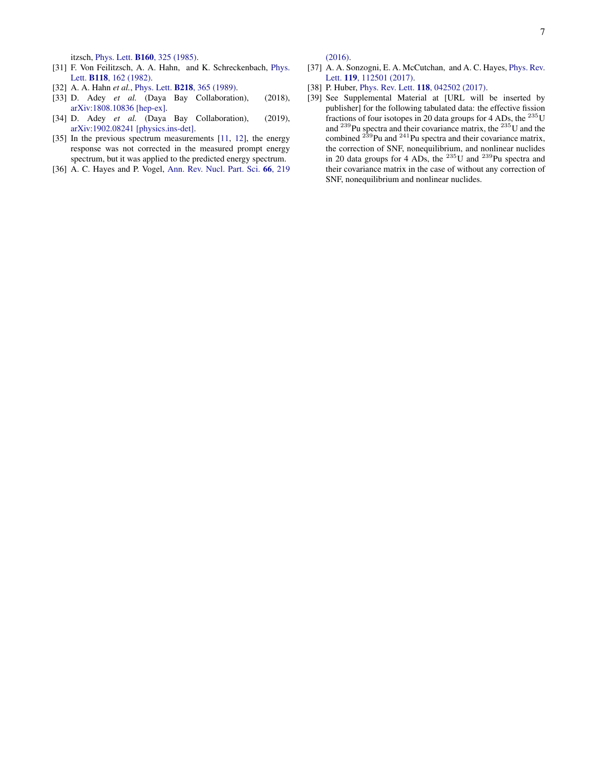itzsch, Phys. Lett. **B160**, 325 (1985).

[31] F. Von Feilitzsch, A. A. Hahn, and K. Schreckenbach, Phys. Lett. **B118**, 162 (1982).

[32] A. A. Hahn *et al.*, Phys. Lett. **B218**, 365 (1989).

[33] D. Adey *et al.* (Daya Bay Collaboration), (2018), arXiv:1808.10836 [hep-ex].

[34] D. Adey *et al.* (Daya Bay Collaboration), (2019), arXiv:1902.08241 [physics.ins-det].

[35] In the previous spectrum measurements [11, 12], the energy response was not corrected in the measured prompt energy spectrum, but it was applied to the predicted energy spectrum.

[36] A. C. Hayes and P. Vogel, Ann. Rev. Nucl. Part. Sci. **66**, 219 (2016).

[37] A. A. Sonzogni, E. A. McCutchan, and A. C. Hayes, Phys. Rev. Lett. **119**, 112501 (2017).

[38] P. Huber, Phys. Rev. Lett. **118**, 042502 (2017).

[39] See Supplemental Material at [URL will be inserted by publisher] for the following tabulated data: the effective fission fractions of four isotopes in 20 data groups for 4 ADs, the $^{235}$U and $^{239}$Pu spectra and their covariance matrix, the $^{235}$U and the combined $^{239}$Pu and $^{241}$Pu spectra and their covariance matrix, the correction of SNF, nonequilibrium, and nonlinear nuclides in 20 data groups for 4 ADs, the $^{235}$U and $^{239}$Pu spectra and their covariance matrix in the case of without any correction of SNF, nonequilibrium and nonlinear nuclides.